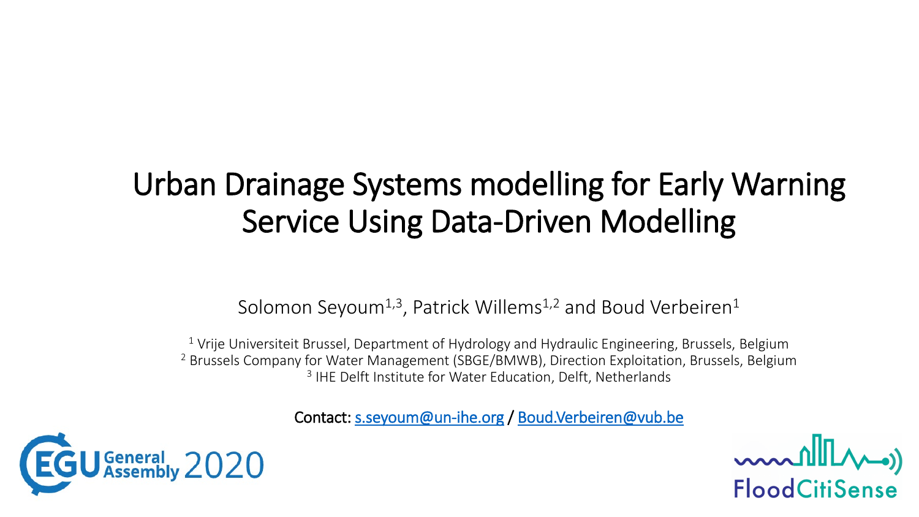# Urban Drainage Systems modelling for Early Warning Service Using Data-Driven Modelling

Solomon Seyoum[1,3], Patrick Willems[1,2] and Boud Verbeiren[1]

[1] Vrije Universiteit Brussel, Department of Hydrology and Hydraulic Engineering, Brussels, Belgium
[2] Brussels Company for Water Management (SBGE/BMWB), Direction Exploitation, Brussels, Belgium
[3] IHE Delft Institute for Water Education, Delft, Netherlands

Contact: s.seyoum@un-ihe.org / Boud.Verbeiren@vub.be

EGU General Assembly 2020

FloodCitiSense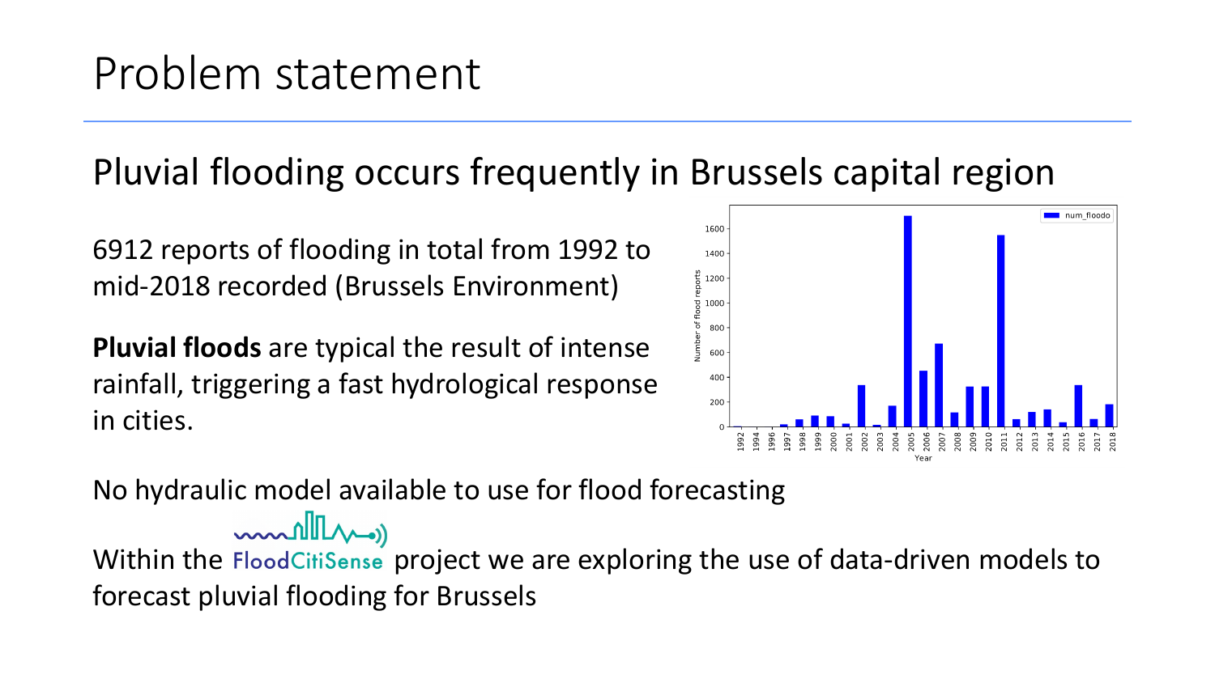# Problem statement

## Pluvial flooding occurs frequently in Brussels capital region

6912 reports of flooding in total from 1992 to mid-2018 recorded (Brussels Environment)

**Pluvial floods** are typical the result of intense rainfall, triggering a fast hydrological response in cities.

No hydraulic model available to use for flood forecasting

Within the FloodCitiSense project we are exploring the use of data-driven models to forecast pluvial flooding for Brussels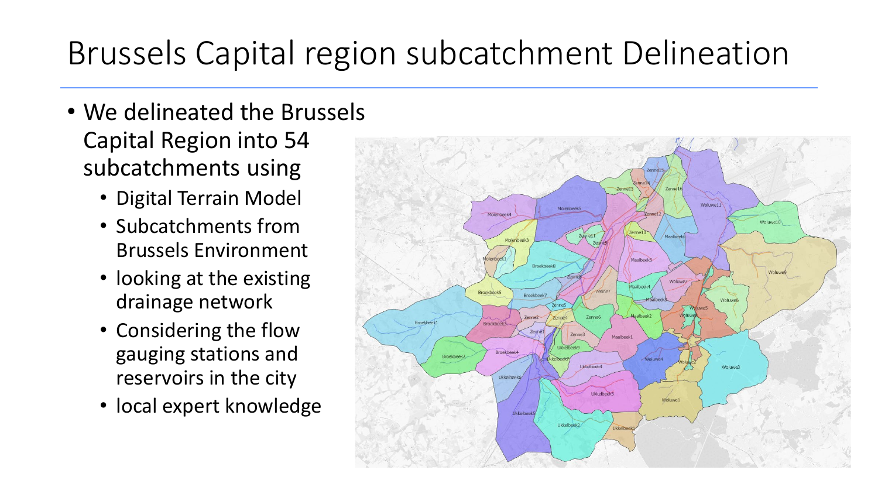# Brussels Capital region subcatchment Delineation

- We delineated the Brussels Capital Region into 54 subcatchments using
  - Digital Terrain Model
  - Subcatchments from Brussels Environment
  - looking at the existing drainage network
  - Considering the flow gauging stations and reservoirs in the city
  - local expert knowledge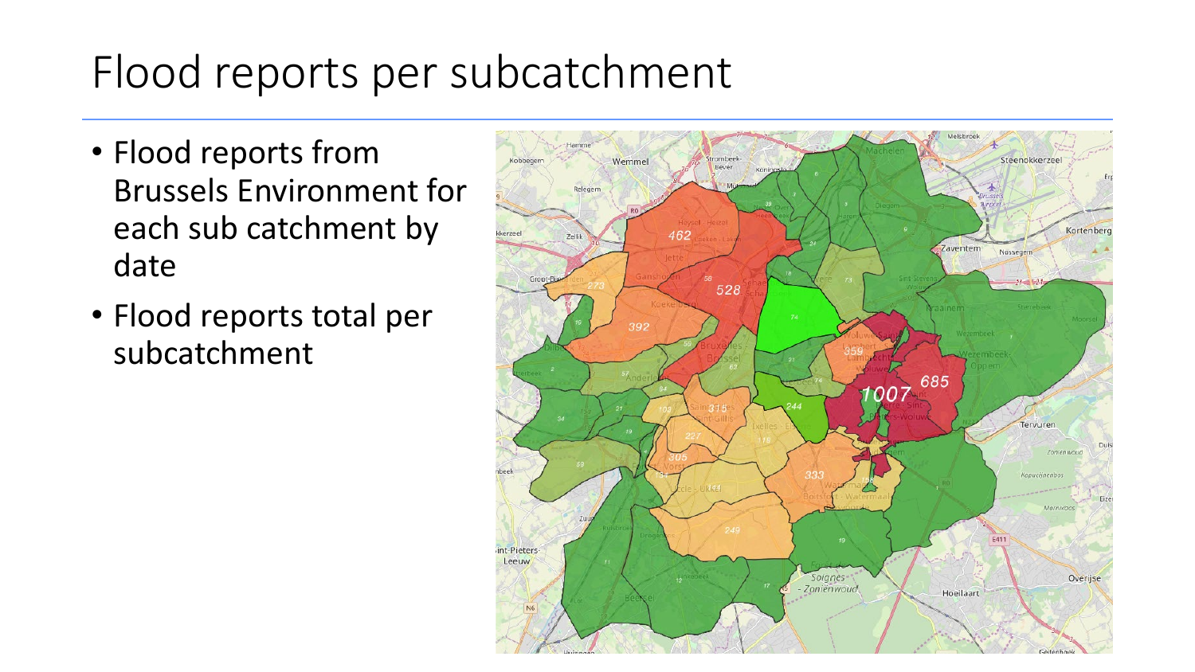# Flood reports per subcatchment

- Flood reports from Brussels Environment for each sub catchment by date
- Flood reports total per subcatchment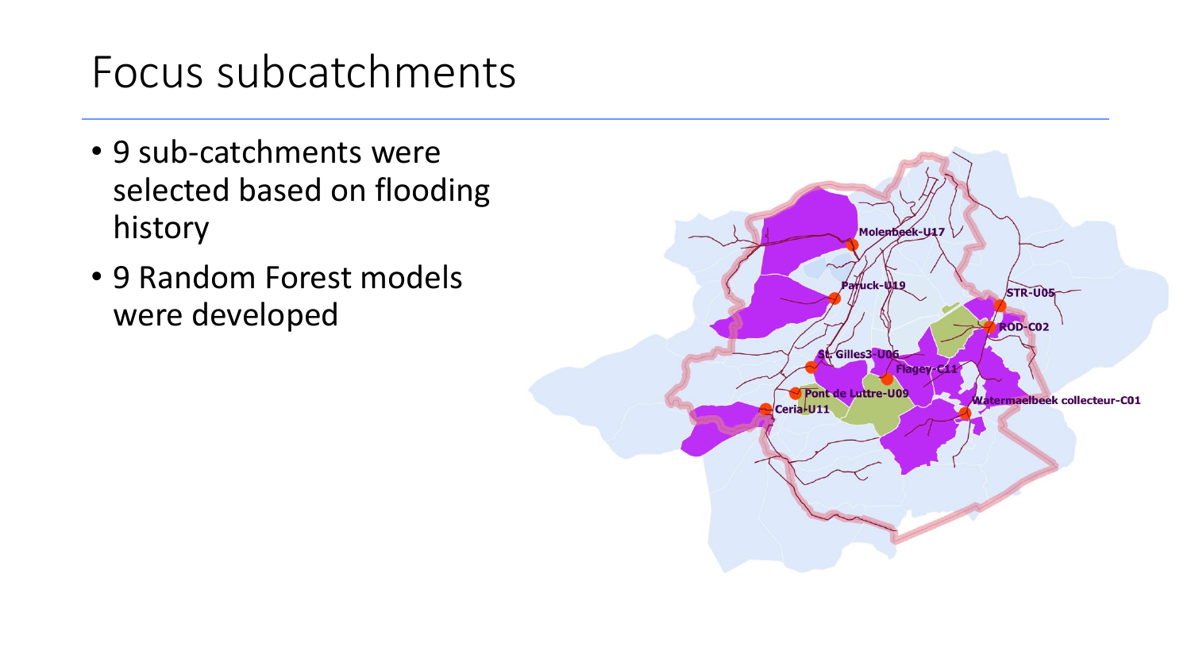# Focus subcatchments

- 9 sub-catchments were selected based on flooding history
- 9 Random Forest models were developed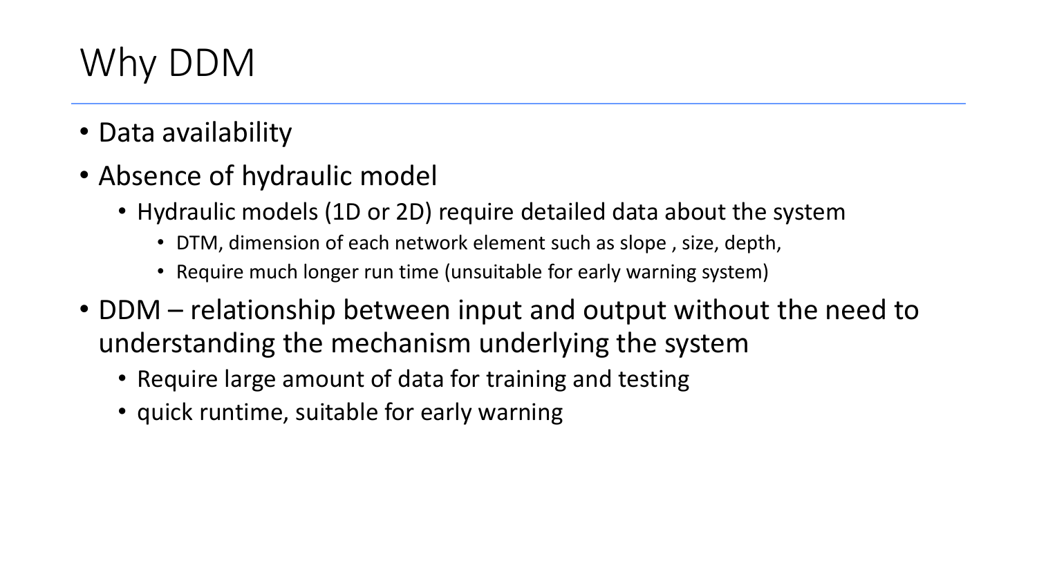# Why DDM

- Data availability
- Absence of hydraulic model
  - Hydraulic models (1D or 2D) require detailed data about the system
    - DTM, dimension of each network element such as slope , size, depth,
    - Require much longer run time (unsuitable for early warning system)
- DDM – relationship between input and output without the need to understanding the mechanism underlying the system
  - Require large amount of data for training and testing
  - quick runtime, suitable for early warning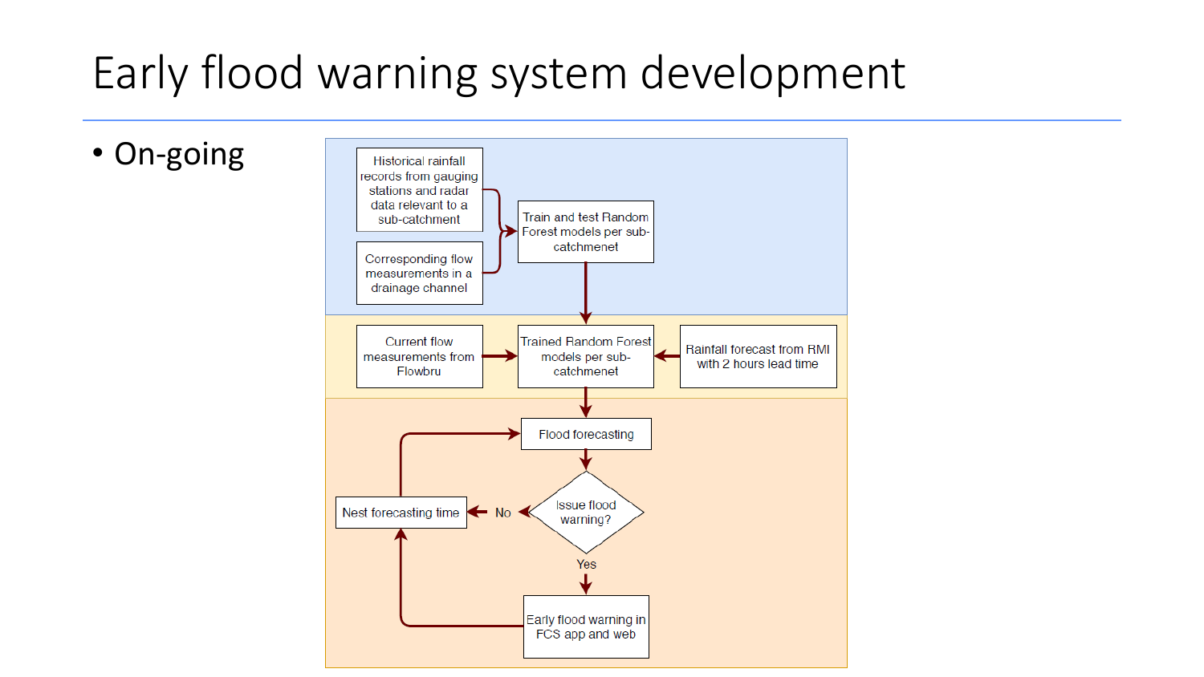# Early flood warning system development

- On-going

Historical rainfall records from gauging stations and radar data relevant to a sub-catchment

Corresponding flow measurements in a drainage channel

Train and test Random Forest models per sub-catchmenet

Current flow measurements from Flowbru

Trained Random Forest models per sub-catchment

Rainfall forecast from RMI with 2 hours lead time

Flood forecasting

Issue flood warning?

No

Nest forecasting time

Yes

Early flood warning in FCS app and web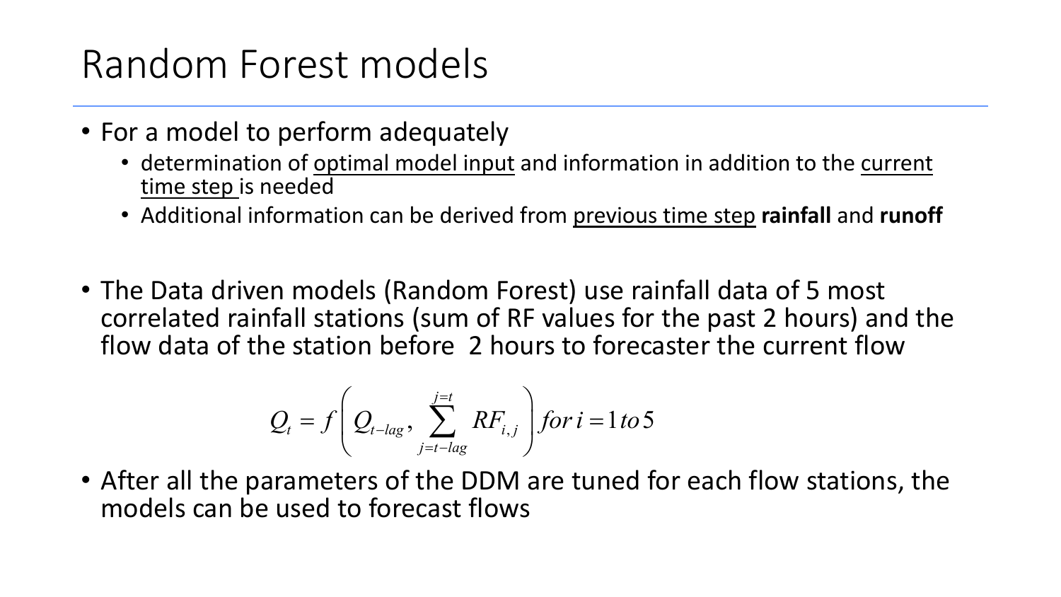# Random Forest models

- For a model to perform adequately
  - determination of optimal model input and information in addition to the current time step is needed
  - Additional information can be derived from previous time step **rainfall** and **runoff**

- The Data driven models (Random Forest) use rainfall data of 5 most correlated rainfall stations (sum of RF values for the past 2 hours) and the flow data of the station before 2 hours to forecaster the current flow

$$Q_t = f\left(Q_{t-lag}, \sum_{j=t-lag}^{j=t} RF_{i,j}\right) for\, i = 1\, to\, 5$$

- After all the parameters of the DDM are tuned for each flow stations, the models can be used to forecast flows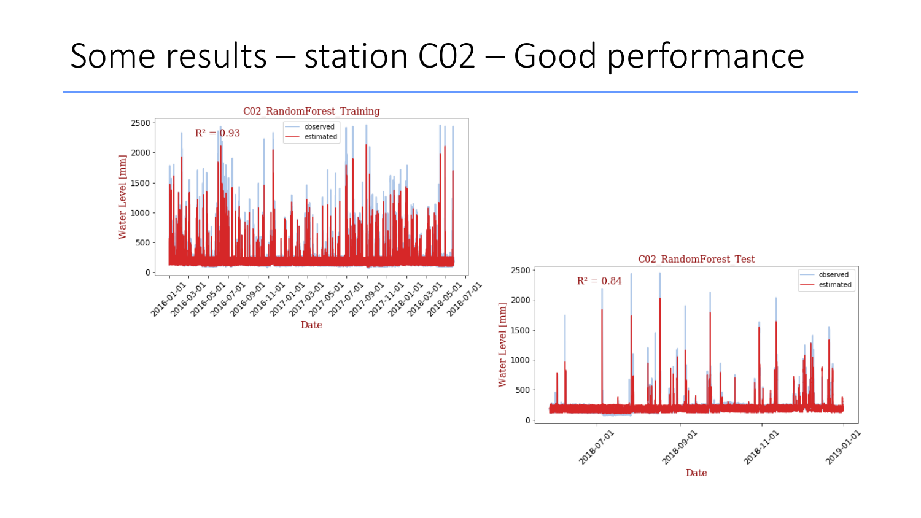# Some results – station C02 – Good performance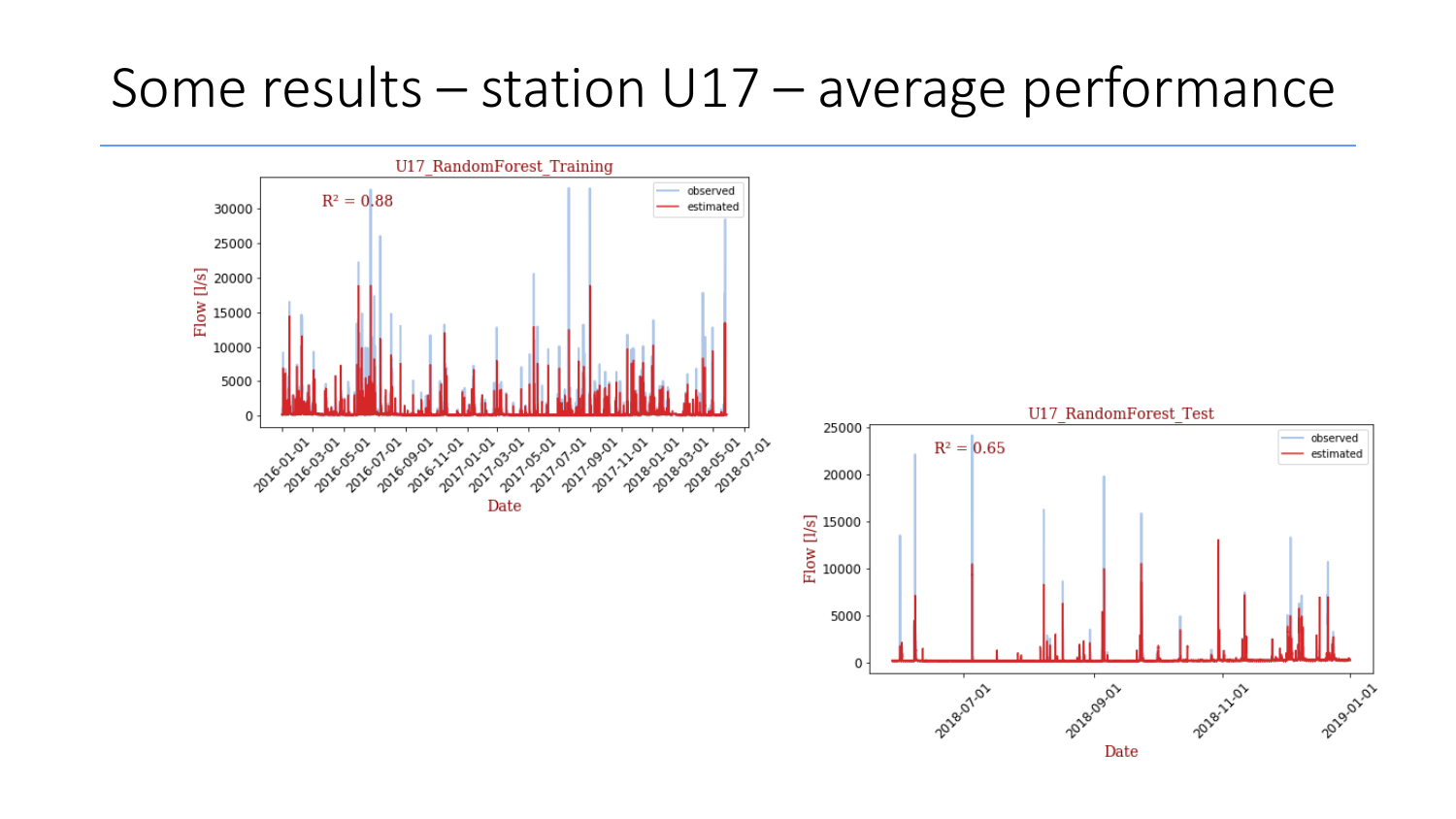# Some results – station U17 – average performance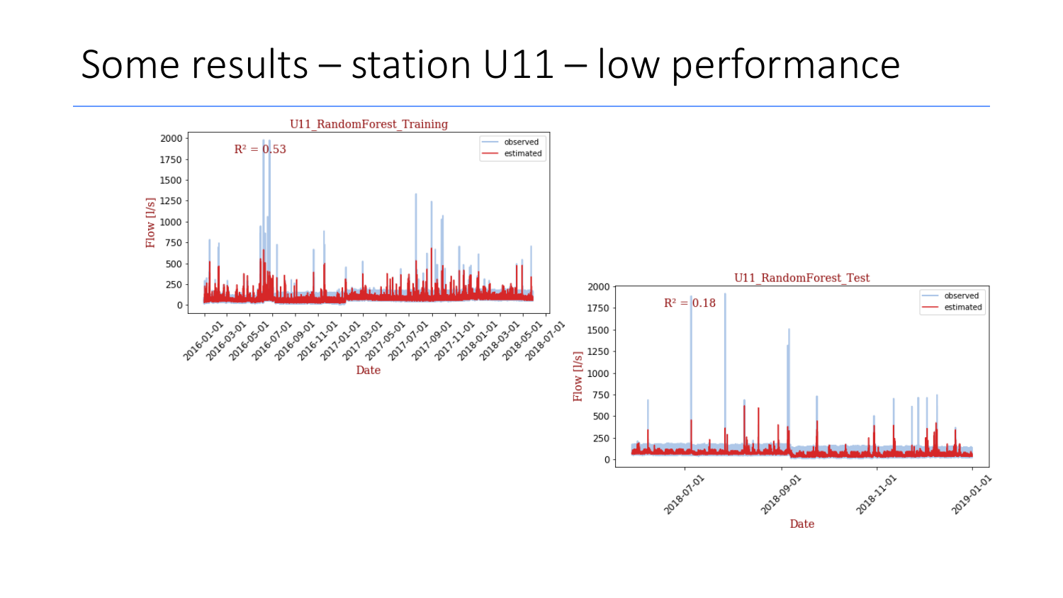# Some results – station U11 – low performance

U11_RandomForest_Training

$R^2$ = 0.53

observed
estimated

Flow [l/s]

Date

U11_RandomForest_Test

$R^2$ = 0.18

observed
estimated

Flow [l/s]

Date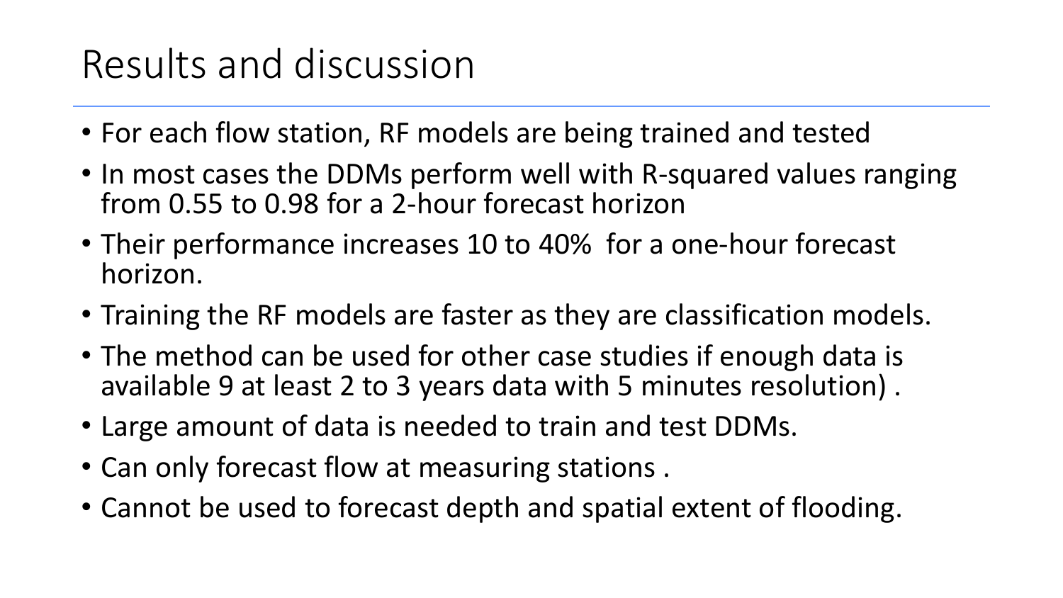# Results and discussion

- For each flow station, RF models are being trained and tested
- In most cases the DDMs perform well with R-squared values ranging from 0.55 to 0.98 for a 2-hour forecast horizon
- Their performance increases 10 to 40% for a one-hour forecast horizon.
- Training the RF models are faster as they are classification models.
- The method can be used for other case studies if enough data is available 9 at least 2 to 3 years data with 5 minutes resolution) .
- Large amount of data is needed to train and test DDMs.
- Can only forecast flow at measuring stations .
- Cannot be used to forecast depth and spatial extent of flooding.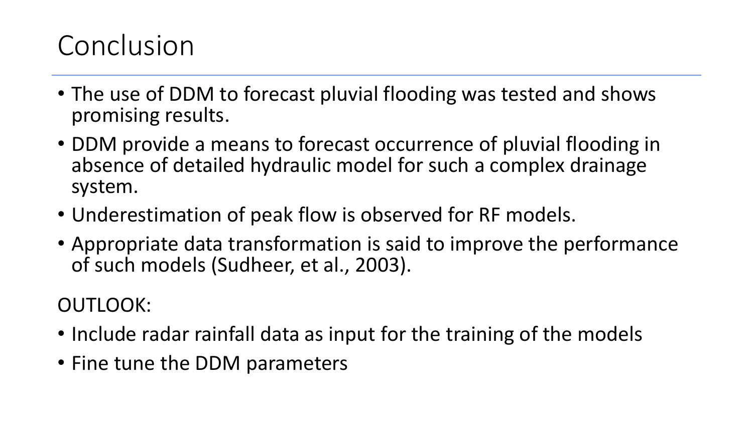# Conclusion

- The use of DDM to forecast pluvial flooding was tested and shows promising results.
- DDM provide a means to forecast occurrence of pluvial flooding in absence of detailed hydraulic model for such a complex drainage system.
- Underestimation of peak flow is observed for RF models.
- Appropriate data transformation is said to improve the performance of such models (Sudheer, et al., 2003).

OUTLOOK:

- Include radar rainfall data as input for the training of the models
- Fine tune the DDM parameters